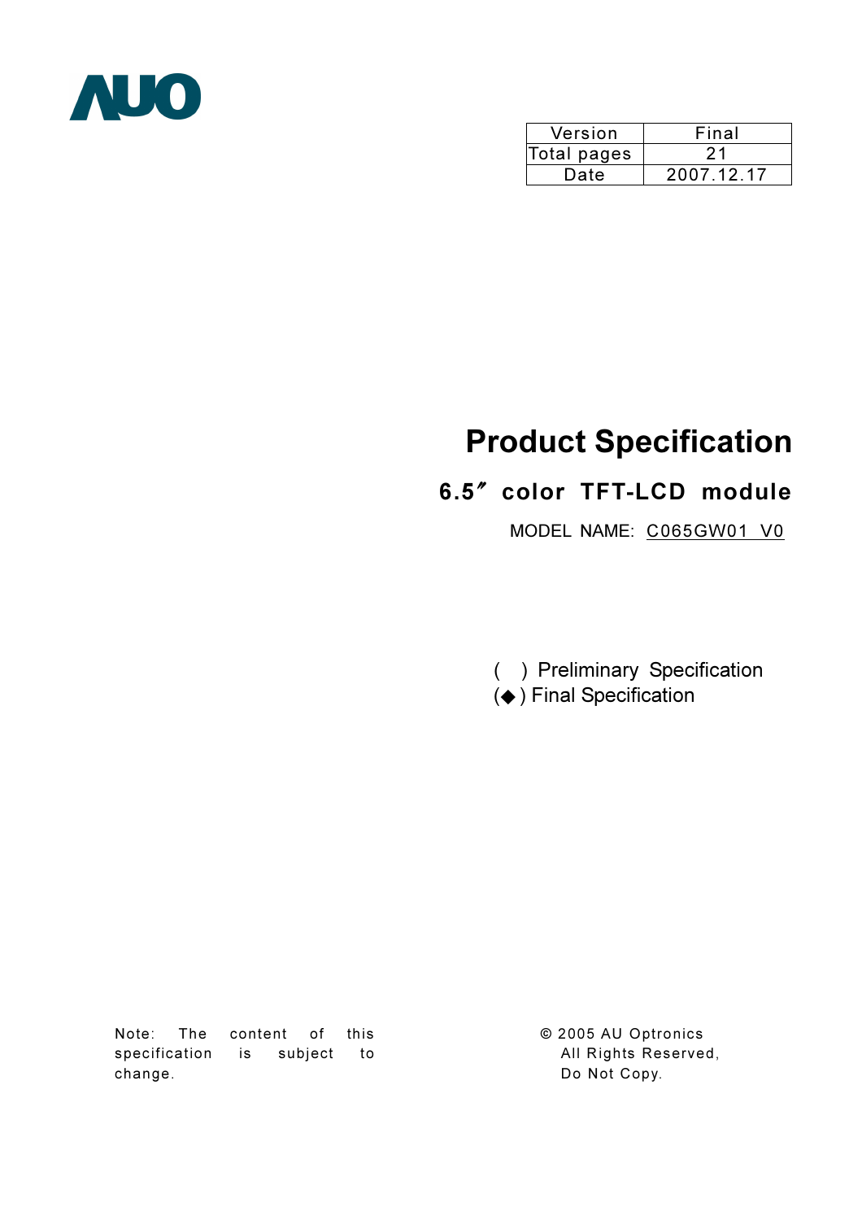AUO

| Version | Final |
| --- | --- |
| Total pages | 21 |
| Date | 2007.12.17 |

# Product Specification

## 6.5″ color TFT-LCD module

MODEL NAME: C065GW01 V0

( ) Preliminary Specification
(◆) Final Specification

Note: The content of this specification is subject to change.

© 2005 AU Optronics
All Rights Reserved,
Do Not Copy.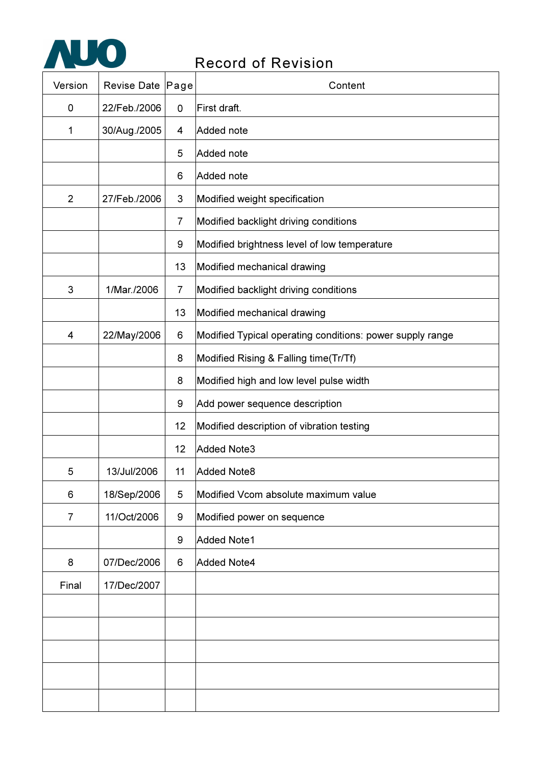# Record of Revision

| Version | Revise Date | Page | Content |
|---|---|---|---|
| 0 | 22/Feb./2006 | 0 | First draft. |
| 1 | 30/Aug./2005 | 4 | Added note |
| | | 5 | Added note |
| | | 6 | Added note |
| 2 | 27/Feb./2006 | 3 | Modified weight specification |
| | | 7 | Modified backlight driving conditions |
| | | 9 | Modified brightness level of low temperature |
| | | 13 | Modified mechanical drawing |
| 3 | 1/Mar./2006 | 7 | Modified backlight driving conditions |
| | | 13 | Modified mechanical drawing |
| 4 | 22/May/2006 | 6 | Modified Typical operating conditions: power supply range |
| | | 8 | Modified Rising & Falling time(Tr/Tf) |
| | | 8 | Modified high and low level pulse width |
| | | 9 | Add power sequence description |
| | | 12 | Modified description of vibration testing |
| | | 12 | Added Note3 |
| 5 | 13/Jul/2006 | 11 | Added Note8 |
| 6 | 18/Sep/2006 | 5 | Modified Vcom absolute maximum value |
| 7 | 11/Oct/2006 | 9 | Modified power on sequence |
| | | 9 | Added Note1 |
| 8 | 07/Dec/2006 | 6 | Added Note4 |
| Final | 17/Dec/2007 | | |
| | | | |
| | | | |
| | | | |
| | | | |
| | | | |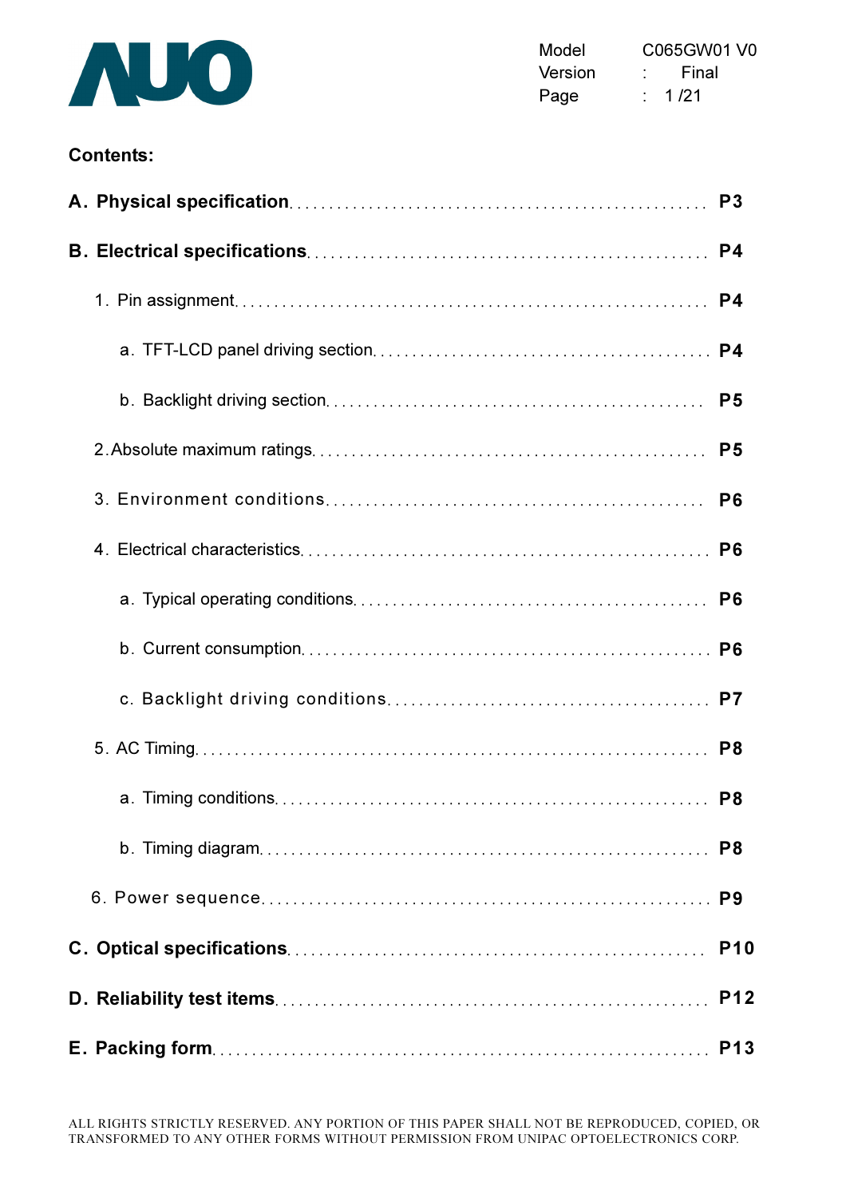Model C065GW01 V0

Version : Final

## Contents:

**A. Physical specification** ............ **P3**

**B. Electrical specifications** ............ **P4**

- 1. Pin assignment ............ **P4**
  - a. TFT-LCD panel driving section ............ **P4**
  - b. Backlight driving section ............ **P5**
- 2. Absolute maximum ratings ............ **P5**
- 3. Environment conditions ............ **P6**
- 4. Electrical characteristics ............ **P6**
  - a. Typical operating conditions ............ **P6**
  - b. Current consumption ............ **P6**
  - c. Backlight driving conditions ............ **P7**
- 5. AC Timing ............ **P8**
  - a. Timing conditions ............ **P8**
  - b. Timing diagram ............ **P8**
- 6. Power sequence ............ **P9**

**C. Optical specifications** ............ **P10**

**D. Reliability test items** ............ **P12**

**E. Packing form** ............ **P13**

ALL RIGHTS STRICTLY RESERVED. ANY PORTION OF THIS PAPER SHALL NOT BE REPRODUCED, COPIED, OR TRANSFORMED TO ANY OTHER FORMS WITHOUT PERMISSION FROM UNIPAC OPTOELECTRONICS CORP.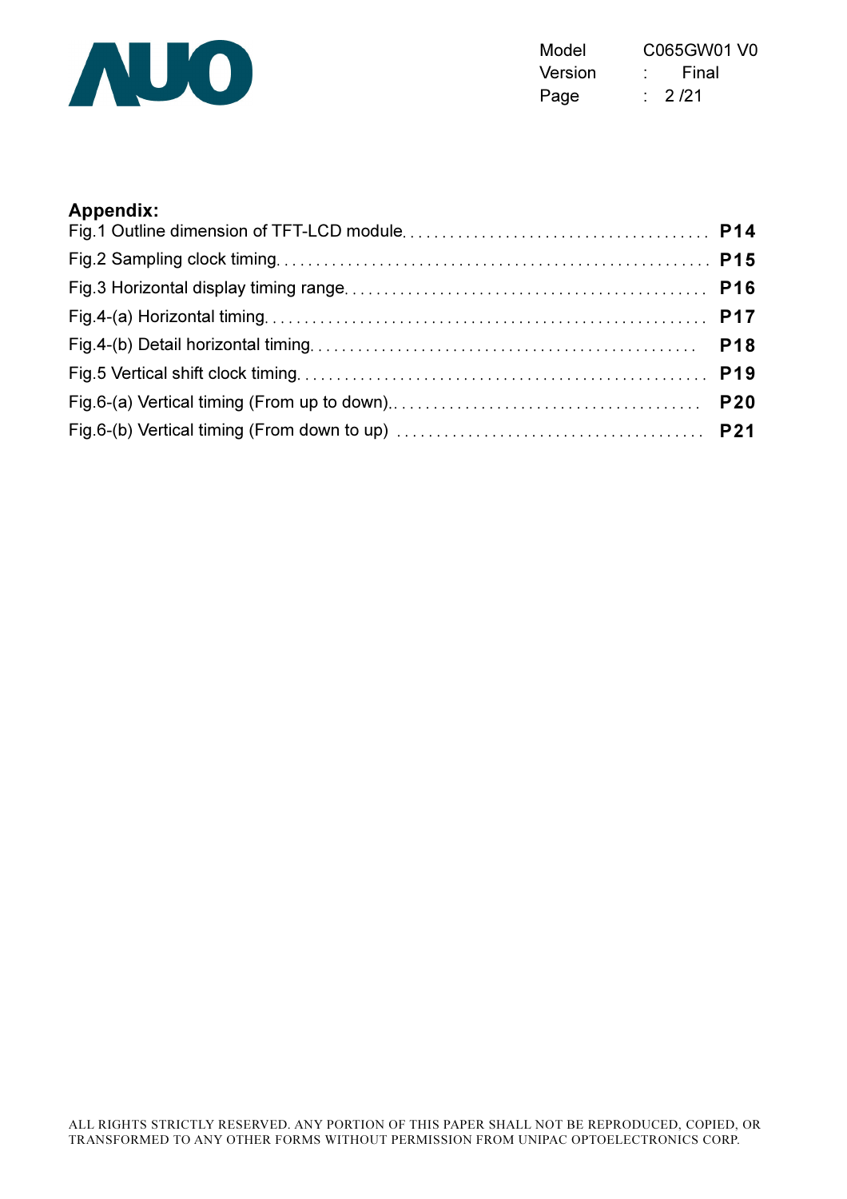**Appendix:**

Fig.1 Outline dimension of TFT-LCD module........................................ **P14**

Fig.2 Sampling clock timing........................................................ **P15**

Fig.3 Horizontal display timing range.............................................. **P16**

Fig.4-(a) Horizontal timing........................................................ **P17**

Fig.4-(b) Detail horizontal timing................................................. **P18**

Fig.5 Vertical shift clock timing.................................................. **P19**

Fig.6-(a) Vertical timing (From up to down)........................................ **P20**

Fig.6-(b) Vertical timing (From down to up) ....................................... **P21**

ALL RIGHTS STRICTLY RESERVED. ANY PORTION OF THIS PAPER SHALL NOT BE REPRODUCED, COPIED, OR TRANSFORMED TO ANY OTHER FORMS WITHOUT PERMISSION FROM UNIPAC OPTOELECTRONICS CORP.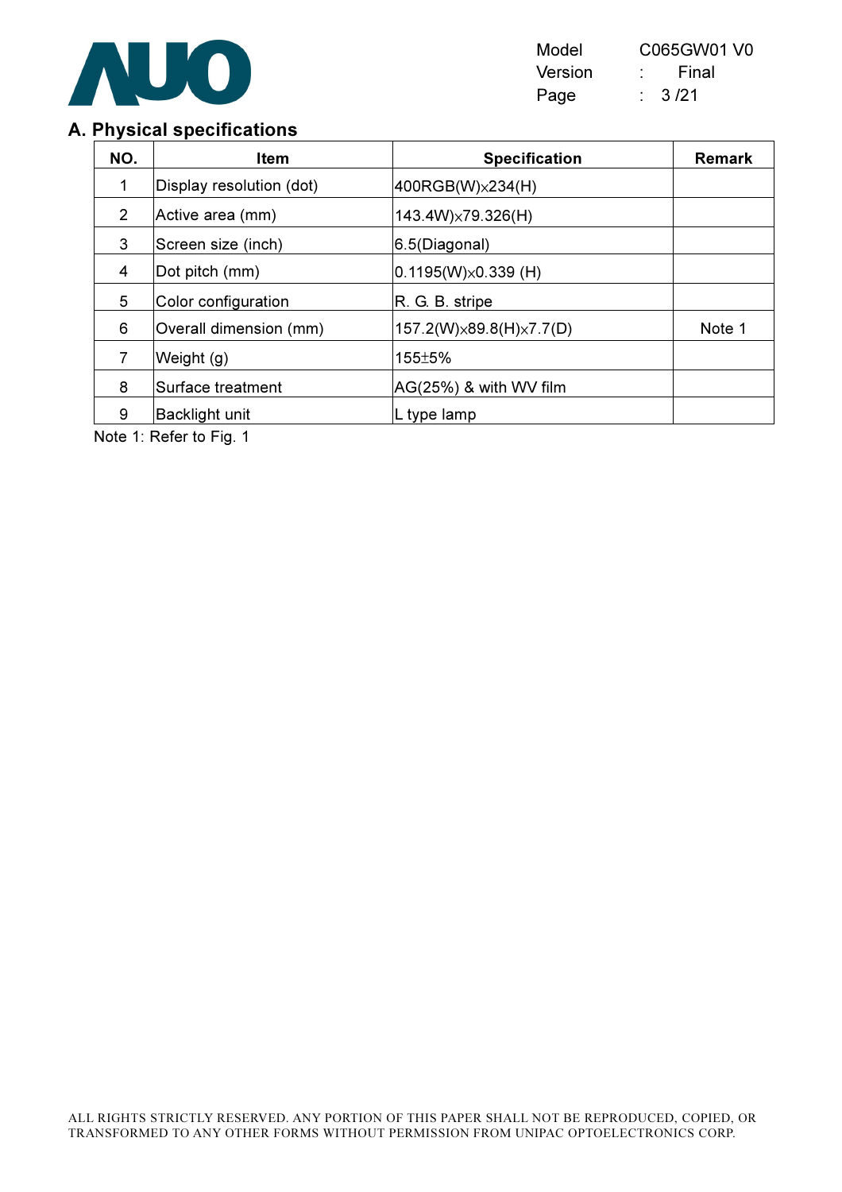## A. Physical specifications

| NO. | Item | Specification | Remark |
|---|---|---|---|
| 1 | Display resolution (dot) | 400RGB(W)×234(H) | |
| 2 | Active area (mm) | 143.4W)×79.326(H) | |
| 3 | Screen size (inch) | 6.5(Diagonal) | |
| 4 | Dot pitch (mm) | 0.1195(W)×0.339 (H) | |
| 5 | Color configuration | R. G. B. stripe | |
| 6 | Overall dimension (mm) | 157.2(W)×89.8(H)×7.7(D) | Note 1 |
| 7 | Weight (g) | 155±5% | |
| 8 | Surface treatment | AG(25%) & with WV film | |
| 9 | Backlight unit | L type lamp | |

Note 1: Refer to Fig. 1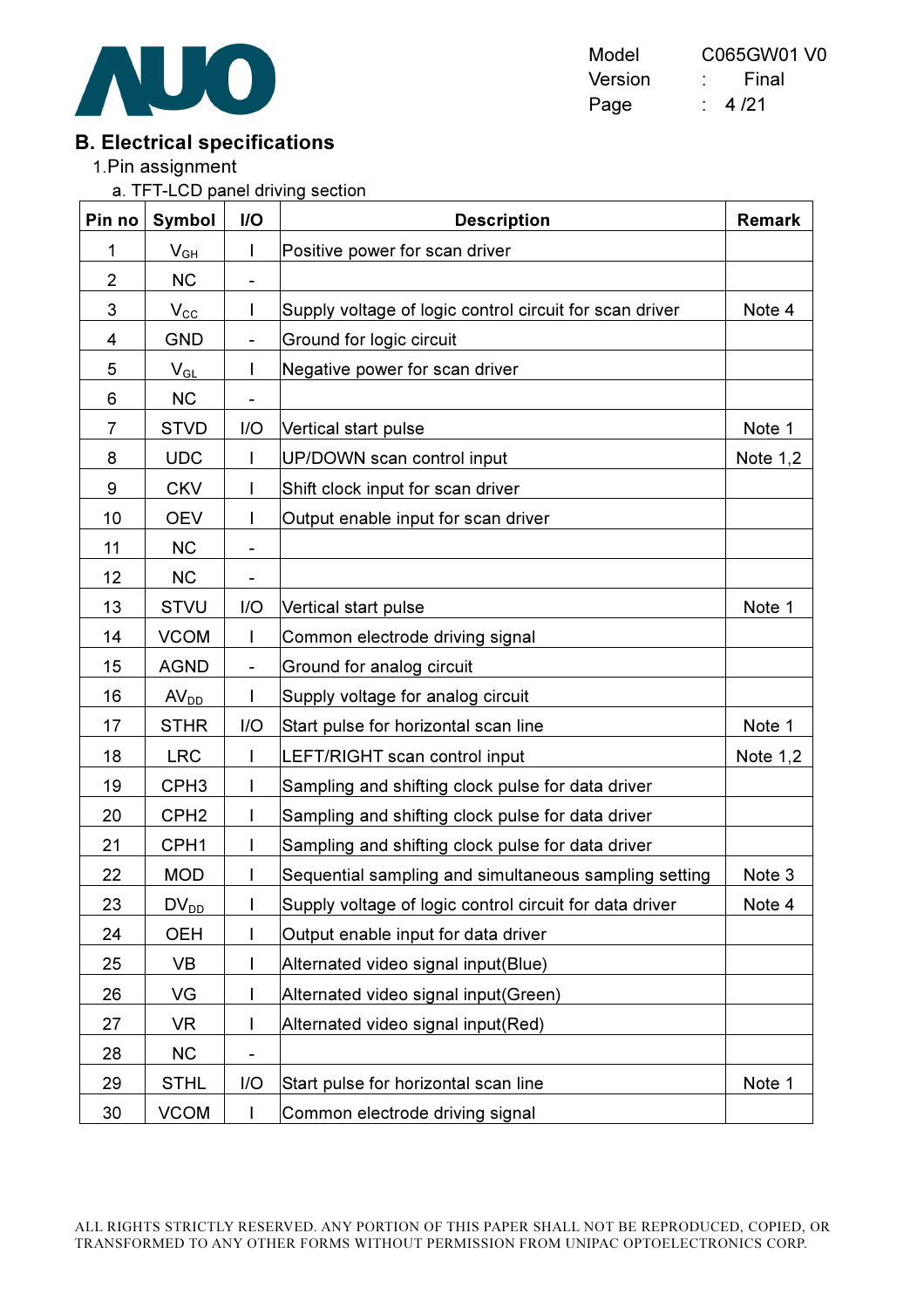## B. Electrical specifications

1.Pin assignment

a. TFT-LCD panel driving section

| Pin no | Symbol | I/O | Description | Remark |
|---|---|---|---|---|
| 1 | $V_{GH}$ | I | Positive power for scan driver | |
| 2 | NC | - | | |
| 3 | $V_{CC}$ | I | Supply voltage of logic control circuit for scan driver | Note 4 |
| 4 | GND | - | Ground for logic circuit | |
| 5 | $V_{GL}$ | I | Negative power for scan driver | |
| 6 | NC | - | | |
| 7 | STVD | I/O | Vertical start pulse | Note 1 |
| 8 | UDC | I | UP/DOWN scan control input | Note 1,2 |
| 9 | CKV | I | Shift clock input for scan driver | |
| 10 | OEV | I | Output enable input for scan driver | |
| 11 | NC | - | | |
| 12 | NC | - | | |
| 13 | STVU | I/O | Vertical start pulse | Note 1 |
| 14 | VCOM | I | Common electrode driving signal | |
| 15 | AGND | - | Ground for analog circuit | |
| 16 | $AV_{DD}$ | I | Supply voltage for analog circuit | |
| 17 | STHR | I/O | Start pulse for horizontal scan line | Note 1 |
| 18 | LRC | I | LEFT/RIGHT scan control input | Note 1,2 |
| 19 | CPH3 | I | Sampling and shifting clock pulse for data driver | |
| 20 | CPH2 | I | Sampling and shifting clock pulse for data driver | |
| 21 | CPH1 | I | Sampling and shifting clock pulse for data driver | |
| 22 | MOD | I | Sequential sampling and simultaneous sampling setting | Note 3 |
| 23 | $DV_{DD}$ | I | Supply voltage of logic control circuit for data driver | Note 4 |
| 24 | OEH | I | Output enable input for data driver | |
| 25 | VB | I | Alternated video signal input(Blue) | |
| 26 | VG | I | Alternated video signal input(Green) | |
| 27 | VR | I | Alternated video signal input(Red) | |
| 28 | NC | - | | |
| 29 | STHL | I/O | Start pulse for horizontal scan line | Note 1 |
| 30 | VCOM | I | Common electrode driving signal | |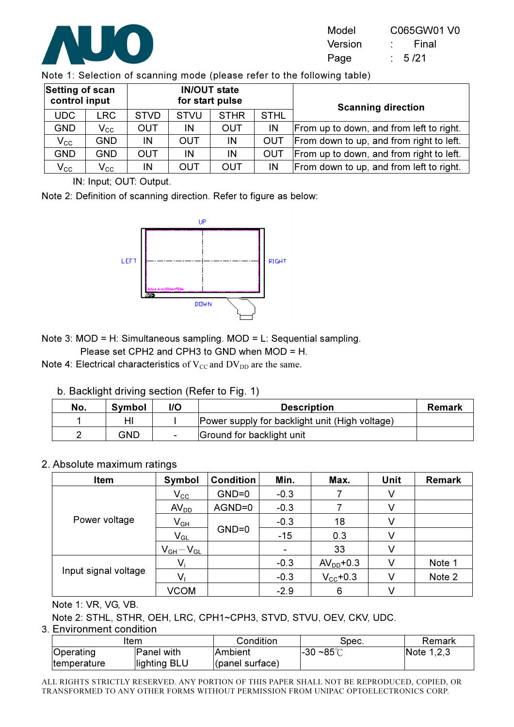Note 1: Selection of scanning mode (please refer to the following table)

| Setting of scan control input | | IN/OUT state for start pulse | | | | Scanning direction |
|---|---|---|---|---|---|---|
| UDC | LRC | STVD | STVU | STHR | STHL | |
| GND | $V_{CC}$ | OUT | IN | OUT | IN | From up to down, and from left to right. |
| $V_{CC}$ | GND | IN | OUT | IN | OUT | From down to up, and from right to left. |
| GND | GND | OUT | IN | IN | OUT | From up to down, and from right to left. |
| $V_{CC}$ | $V_{CC}$ | IN | OUT | OUT | IN | From down to up, and from left to right. |

IN: Input; OUT: Output.

Note 2: Definition of scanning direction. Refer to figure as below:

UP

LEFT RIGHT

DOWN

Note 3: MOD = H: Simultaneous sampling. MOD = L: Sequential sampling.
Please set CPH2 and CPH3 to GND when MOD = H.

Note 4: Electrical characteristics of $V_{CC}$ and $DV_{DD}$ are the same.

b. Backlight driving section (Refer to Fig. 1)

| No. | Symbol | I/O | Description | Remark |
|---|---|---|---|---|
| 1 | HI | I | Power supply for backlight unit (High voltage) | |
| 2 | GND | - | Ground for backlight unit | |

2. Absolute maximum ratings

| Item | Symbol | Condition | Min. | Max. | Unit | Remark |
|---|---|---|---|---|---|---|
| Power voltage | $V_{CC}$ | GND=0 | -0.3 | 7 | V | |
| | $AV_{DD}$ | AGND=0 | -0.3 | 7 | V | |
| | $V_{GH}$ | GND=0 | -0.3 | 18 | V | |
| | $V_{GL}$ | | -15 | 0.3 | V | |
| | $V_{GH}-V_{GL}$ | | - | 33 | V | |
| Input signal voltage | $V_i$ | | -0.3 | $AV_{DD}$+0.3 | V | Note 1 |
| | $V_I$ | | -0.3 | $V_{CC}$+0.3 | V | Note 2 |
| | VCOM | | -2.9 | 6 | V | |

Note 1: VR, VG, VB.

Note 2: STHL, STHR, OEH, LRC, CPH1~CPH3, STVD, STVU, OEV, CKV, UDC.

3. Environment condition

| Item | | Condition | Spec. | Remark |
|---|---|---|---|---|
| Operating temperature | Panel with lighting BLU | Ambient (panel surface) | -30 ~85℃ | Note 1,2,3 |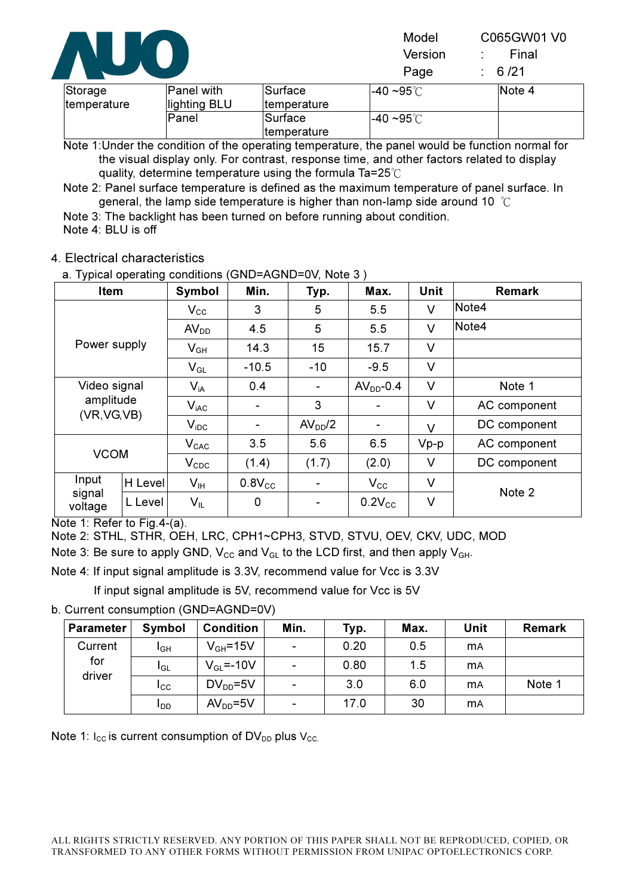| Storage temperature | Panel with lighting BLU | Surface temperature | -40 ~95℃ | Note 4 |
|---|---|---|---|---|
| | Panel | Surface temperature | -40 ~95℃ | |

Note 1:Under the condition of the operating temperature, the panel would be function normal for the visual display only. For contrast, response time, and other factors related to display quality, determine temperature using the formula Ta=25℃

Note 2: Panel surface temperature is defined as the maximum temperature of panel surface. In general, the lamp side temperature is higher than non-lamp side around 10 ℃

Note 3: The backlight has been turned on before running about condition.

Note 4: BLU is off

## 4. Electrical characteristics

a. Typical operating conditions (GND=AGND=0V, Note 3 )

| Item | | Symbol | Min. | Typ. | Max. | Unit | Remark |
|---|---|---|---|---|---|---|---|
| Power supply | | $V_{CC}$ | 3 | 5 | 5.5 | V | Note4 |
| | | $AV_{DD}$ | 4.5 | 5 | 5.5 | V | Note4 |
| | | $V_{GH}$ | 14.3 | 15 | 15.7 | V | |
| | | $V_{GL}$ | -10.5 | -10 | -9.5 | V | |
| Video signal amplitude (VR,VG,VB) | | $V_{iA}$ | 0.4 | - | $AV_{DD}$-0.4 | V | Note 1 |
| | | $V_{iAC}$ | - | 3 | - | V | AC component |
| | | $V_{iDC}$ | - | $AV_{DD}/2$ | - | V | DC component |
| VCOM | | $V_{CAC}$ | 3.5 | 5.6 | 6.5 | Vp-p | AC component |
| | | $V_{CDC}$ | (1.4) | (1.7) | (2.0) | V | DC component |
| Input signal voltage | H Level | $V_{IH}$ | $0.8V_{CC}$ | - | $V_{CC}$ | V | Note 2 |
| | L Level | $V_{IL}$ | 0 | - | $0.2V_{CC}$ | V | |

Note 1: Refer to Fig.4-(a).

Note 2: STHL, STHR, OEH, LRC, CPH1~CPH3, STVD, STVU, OEV, CKV, UDC, MOD

Note 3: Be sure to apply GND, $V_{CC}$ and $V_{GL}$ to the LCD first, and then apply $V_{GH}$.

Note 4: If input signal amplitude is 3.3V, recommend value for Vcc is 3.3V

If input signal amplitude is 5V, recommend value for Vcc is 5V

b. Current consumption (GND=AGND=0V)

| Parameter | Symbol | Condition | Min. | Typ. | Max. | Unit | Remark |
|---|---|---|---|---|---|---|---|
| Current for driver | $I_{GH}$ | $V_{GH}$=15V | - | 0.20 | 0.5 | mA | |
| | $I_{GL}$ | $V_{GL}$=-10V | - | 0.80 | 1.5 | mA | |
| | $I_{CC}$ | $DV_{DD}$=5V | - | 3.0 | 6.0 | mA | Note 1 |
| | $I_{DD}$ | $AV_{DD}$=5V | - | 17.0 | 30 | mA | |

Note 1: $I_{CC}$ is current consumption of $DV_{DD}$ plus $V_{CC}$.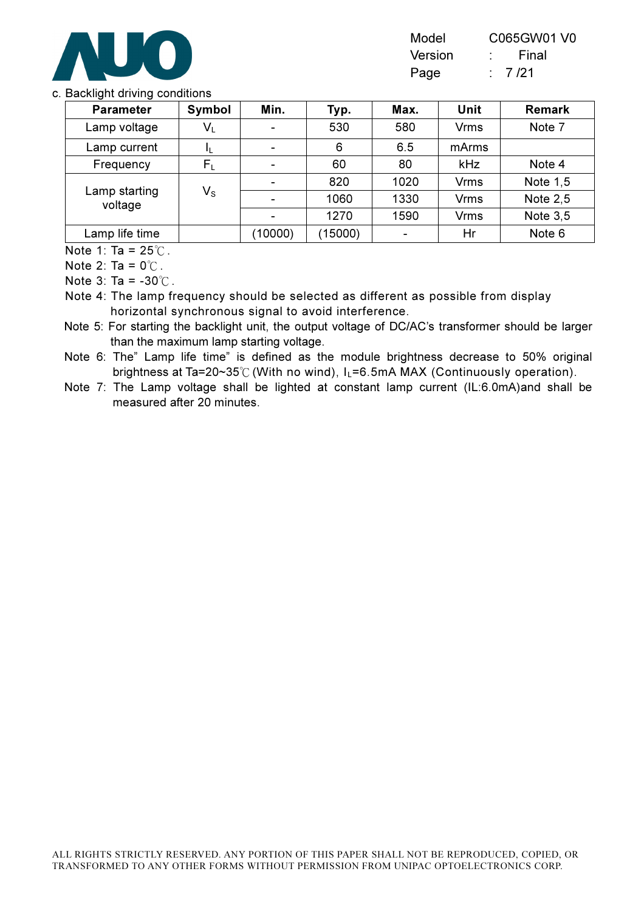c. Backlight driving conditions

| Parameter | Symbol | Min. | Typ. | Max. | Unit | Remark |
|---|---|---|---|---|---|---|
| Lamp voltage | $V_L$ | - | 530 | 580 | Vrms | Note 7 |
| Lamp current | $I_L$ | - | 6 | 6.5 | mArms | |
| Frequency | $F_L$ | - | 60 | 80 | kHz | Note 4 |
| Lamp starting voltage | $V_S$ | - | 820 | 1020 | Vrms | Note 1,5 |
| | | - | 1060 | 1330 | Vrms | Note 2,5 |
| | | - | 1270 | 1590 | Vrms | Note 3,5 |
| Lamp life time | | (10000) | (15000) | - | Hr | Note 6 |

Note 1: Ta = 25℃.

Note 2: Ta = 0℃.

Note 3: Ta = -30℃.

Note 4: The lamp frequency should be selected as different as possible from display horizontal synchronous signal to avoid interference.

Note 5: For starting the backlight unit, the output voltage of DC/AC's transformer should be larger than the maximum lamp starting voltage.

Note 6: The" Lamp life time" is defined as the module brightness decrease to 50% original brightness at Ta=20~35℃ (With no wind), $I_L$=6.5mA MAX (Continuously operation).

Note 7: The Lamp voltage shall be lighted at constant lamp current (IL:6.0mA)and shall be measured after 20 minutes.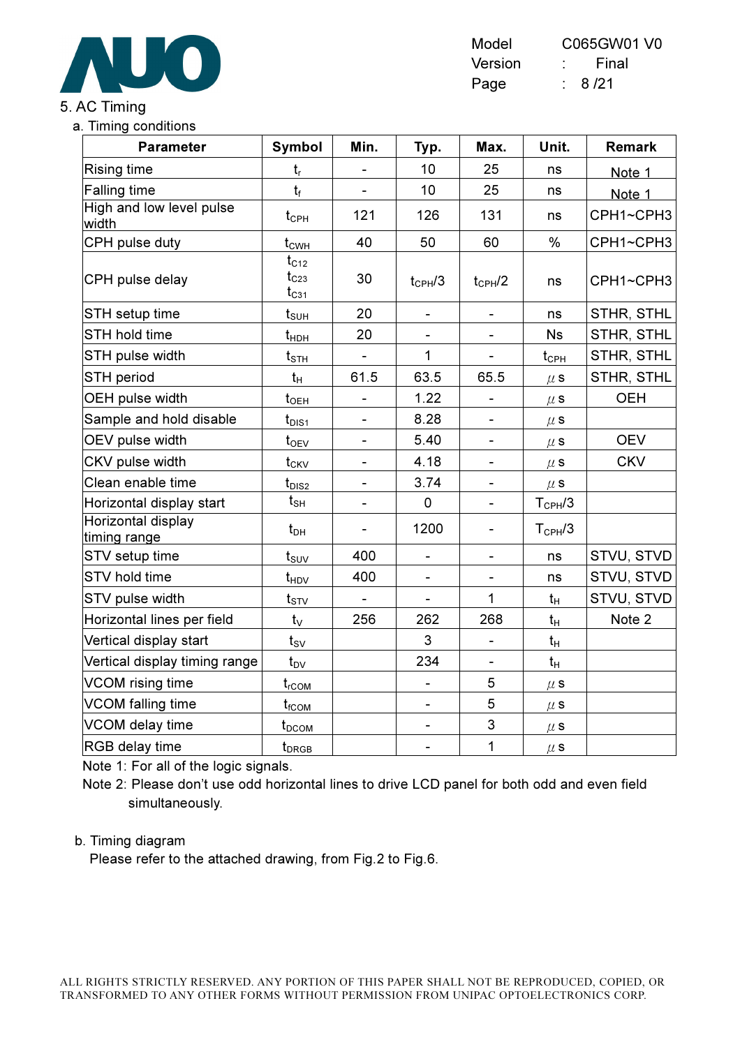## 5. AC Timing

### a. Timing conditions

| Parameter | Symbol | Min. | Typ. | Max. | Unit. | Remark |
|---|---|---|---|---|---|---|
| Rising time | $t_r$ | - | 10 | 25 | ns | Note 1 |
| Falling time | $t_f$ | - | 10 | 25 | ns | Note 1 |
| High and low level pulse width | $t_{CPH}$ | 121 | 126 | 131 | ns | CPH1~CPH3 |
| CPH pulse duty | $t_{CWH}$ | 40 | 50 | 60 | % | CPH1~CPH3 |
| CPH pulse delay | $t_{C12}$ $t_{C23}$ $t_{C31}$ | 30 | $t_{CPH}/3$ | $t_{CPH}/2$ | ns | CPH1~CPH3 |
| STH setup time | $t_{SUH}$ | 20 | - | - | ns | STHR, STHL |
| STH hold time | $t_{HDH}$ | 20 | - | - | Ns | STHR, STHL |
| STH pulse width | $t_{STH}$ | - | 1 | - | $t_{CPH}$ | STHR, STHL |
| STH period | $t_H$ | 61.5 | 63.5 | 65.5 | $\mu$s | STHR, STHL |
| OEH pulse width | $t_{OEH}$ | - | 1.22 | - | $\mu$s | OEH |
| Sample and hold disable | $t_{DIS1}$ | - | 8.28 | - | $\mu$s | |
| OEV pulse width | $t_{OEV}$ | - | 5.40 | - | $\mu$s | OEV |
| CKV pulse width | $t_{CKV}$ | - | 4.18 | - | $\mu$s | CKV |
| Clean enable time | $t_{DIS2}$ | - | 3.74 | - | $\mu$s | |
| Horizontal display start | $t_{SH}$ | - | 0 | - | $T_{CPH}/3$ | |
| Horizontal display timing range | $t_{DH}$ | - | 1200 | - | $T_{CPH}/3$ | |
| STV setup time | $t_{SUV}$ | 400 | - | - | ns | STVU, STVD |
| STV hold time | $t_{HDV}$ | 400 | - | - | ns | STVU, STVD |
| STV pulse width | $t_{STV}$ | - | - | 1 | $t_H$ | STVU, STVD |
| Horizontal lines per field | $t_V$ | 256 | 262 | 268 | $t_H$ | Note 2 |
| Vertical display start | $t_{SV}$ | | 3 | - | $t_H$ | |
| Vertical display timing range | $t_{DV}$ | | 234 | - | $t_H$ | |
| VCOM rising time | $t_{rCOM}$ | | - | 5 | $\mu$s | |
| VCOM falling time | $t_{fCOM}$ | | - | 5 | $\mu$s | |
| VCOM delay time | $t_{DCOM}$ | | - | 3 | $\mu$s | |
| RGB delay time | $t_{DRGB}$ | | - | 1 | $\mu$s | |

Note 1: For all of the logic signals.

Note 2: Please don't use odd horizontal lines to drive LCD panel for both odd and even field simultaneously.

### b. Timing diagram

Please refer to the attached drawing, from Fig.2 to Fig.6.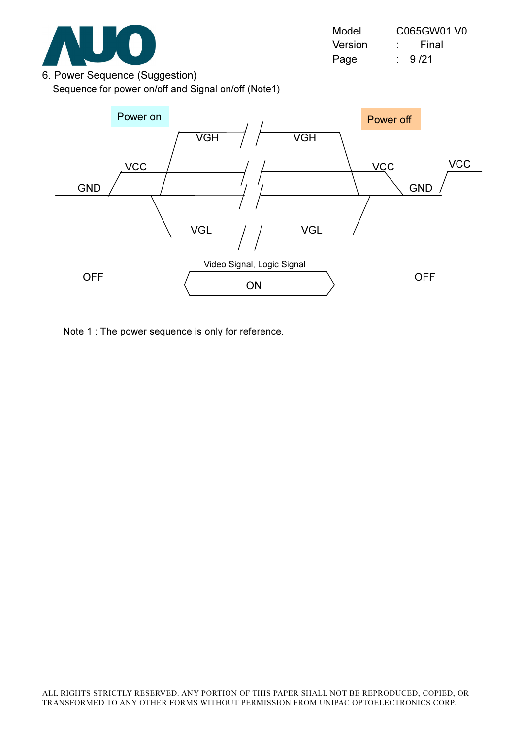## 6. Power Sequence (Suggestion)

Sequence for power on/off and Signal on/off (Note1)

Power on

Power off

VGH VGH

VCC VCC VCC

GND GND

VGL VGL

Video Signal, Logic Signal

OFF ON OFF

Note 1 : The power sequence is only for reference.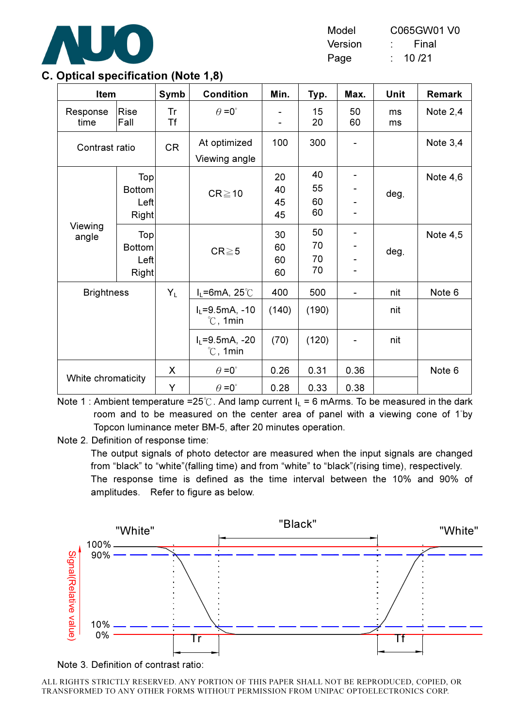## C. Optical specification (Note 1,8)

| Item | | Symb | Condition | Min. | Typ. | Max. | Unit | Remark |
|---|---|---|---|---|---|---|---|---|
| Response time | Rise<br>Fall | Tr<br>Tf | $\theta$ =0° | -<br>- | 15<br>20 | 50<br>60 | ms<br>ms | Note 2,4 |
| Contrast ratio | | CR | At optimized Viewing angle | 100 | 300 | - | | Note 3,4 |
| Viewing angle | Top<br>Bottom<br>Left<br>Right | | CR≧10 | 20<br>40<br>45<br>45 | 40<br>55<br>60<br>60 | -<br>-<br>-<br>- | deg. | Note 4,6 |
| | Top<br>Bottom<br>Left<br>Right | | CR≧5 | 30<br>60<br>60<br>60 | 50<br>70<br>70<br>70 | -<br>-<br>-<br>- | deg. | Note 4,5 |
| Brightness | | $Y_L$ | $I_L$=6mA, 25℃ | 400 | 500 | - | nit | Note 6 |
| | | | $I_L$=9.5mA, -10 ℃, 1min | (140) | (190) | | nit | |
| | | | $I_L$=9.5mA, -20 ℃, 1min | (70) | (120) | - | nit | |
| White chromaticity | | X | $\theta$ =0° | 0.26 | 0.31 | 0.36 | | Note 6 |
| | | Y | $\theta$ =0° | 0.28 | 0.33 | 0.38 | | |

Note 1 : Ambient temperature =25℃. And lamp current $I_L$ = 6 mArms. To be measured in the dark room and to be measured on the center area of panel with a viewing cone of 1°by Topcon luminance meter BM-5, after 20 minutes operation.

Note 2. Definition of response time:

The output signals of photo detector are measured when the input signals are changed from "black" to "white"(falling time) and from "white" to "black"(rising time), respectively. The response time is defined as the time interval between the 10% and 90% of amplitudes. Refer to figure as below.

"White" "Black" "White"

Signal(Relative value): 100%, 90%, 10%, 0%

Tr Tf

Note 3. Definition of contrast ratio: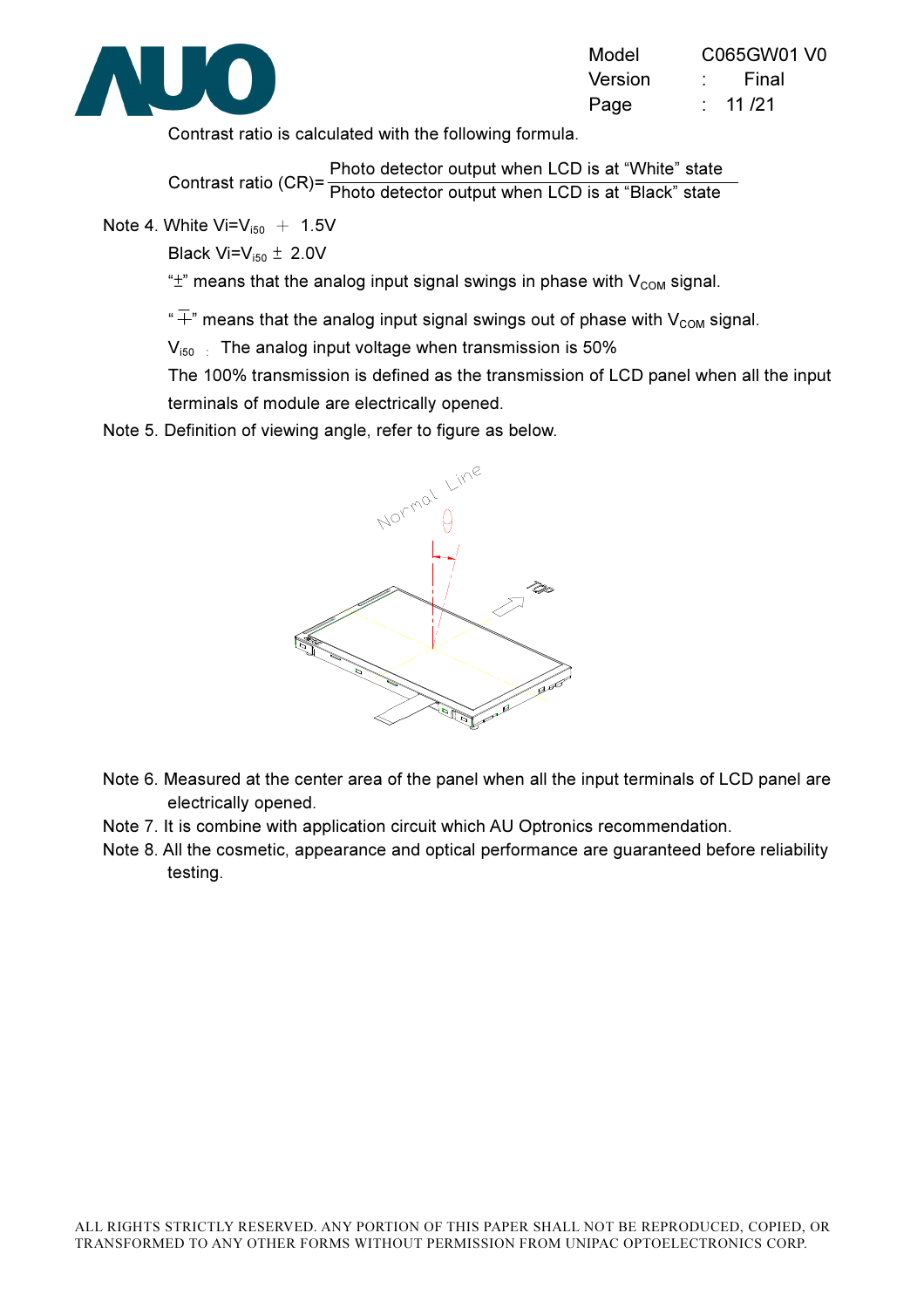Contrast ratio is calculated with the following formula.

$$\text{Contrast ratio (CR)} = \frac{\text{Photo detector output when LCD is at "White" state}}{\text{Photo detector output when LCD is at "Black" state}}$$

Note 4. White $Vi=V_{i50} + 1.5V$

Black $Vi=V_{i50} \pm 2.0V$

"$\pm$" means that the analog input signal swings in phase with $V_{COM}$ signal.

"$\mp$" means that the analog input signal swings out of phase with $V_{COM}$ signal.

$V_{i50}$ : The analog input voltage when transmission is 50%

The 100% transmission is defined as the transmission of LCD panel when all the input terminals of module are electrically opened.

Note 5. Definition of viewing angle, refer to figure as below.

Note 6. Measured at the center area of the panel when all the input terminals of LCD panel are electrically opened.

Note 7. It is combine with application circuit which AU Optronics recommendation.

Note 8. All the cosmetic, appearance and optical performance are guaranteed before reliability testing.

ALL RIGHTS STRICTLY RESERVED. ANY PORTION OF THIS PAPER SHALL NOT BE REPRODUCED, COPIED, OR TRANSFORMED TO ANY OTHER FORMS WITHOUT PERMISSION FROM UNIPAC OPTOELECTRONICS CORP.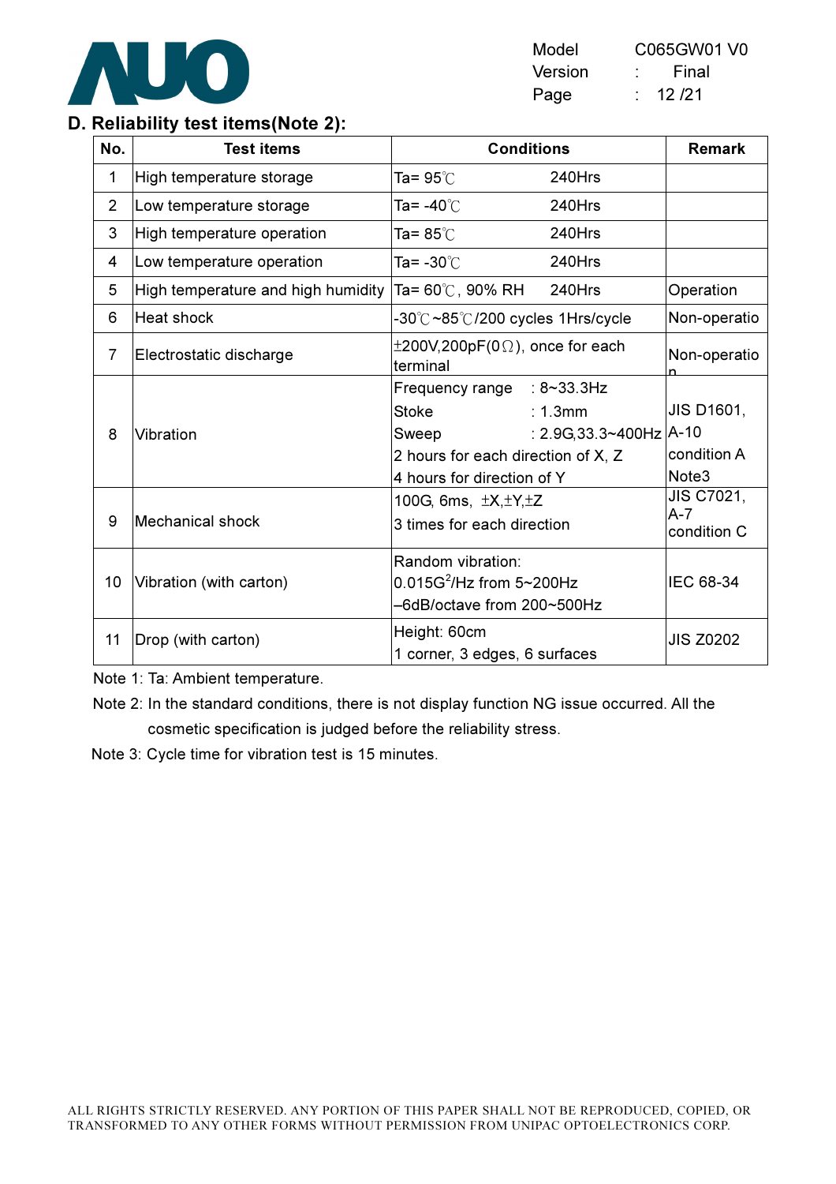## D. Reliability test items(Note 2):

| No. | Test items | Conditions | Remark |
|---|---|---|---|
| 1 | High temperature storage | Ta= 95℃ 240Hrs | |
| 2 | Low temperature storage | Ta= -40℃ 240Hrs | |
| 3 | High temperature operation | Ta= 85℃ 240Hrs | |
| 4 | Low temperature operation | Ta= -30℃ 240Hrs | |
| 5 | High temperature and high humidity | Ta= 60℃, 90% RH 240Hrs | Operation |
| 6 | Heat shock | -30℃~85℃/200 cycles 1Hrs/cycle | Non-operatio |
| 7 | Electrostatic discharge | ±200V,200pF(0Ω), once for each terminal | Non-operation |
| 8 | Vibration | Frequency range : 8~33.3Hz<br>Stoke : 1.3mm<br>Sweep : 2.9G,33.3~400Hz<br>2 hours for each direction of X, Z<br>4 hours for direction of Y | JIS D1601, A-10 condition A Note3 |
| 9 | Mechanical shock | 100G, 6ms, ±X,±Y,±Z<br>3 times for each direction | JIS C7021, A-7 condition C |
| 10 | Vibration (with carton) | Random vibration:<br>0.015$G^2$/Hz from 5~200Hz<br>–6dB/octave from 200~500Hz | IEC 68-34 |
| 11 | Drop (with carton) | Height: 60cm<br>1 corner, 3 edges, 6 surfaces | JIS Z0202 |

Note 1: Ta: Ambient temperature.

Note 2: In the standard conditions, there is not display function NG issue occurred. All the cosmetic specification is judged before the reliability stress.

Note 3: Cycle time for vibration test is 15 minutes.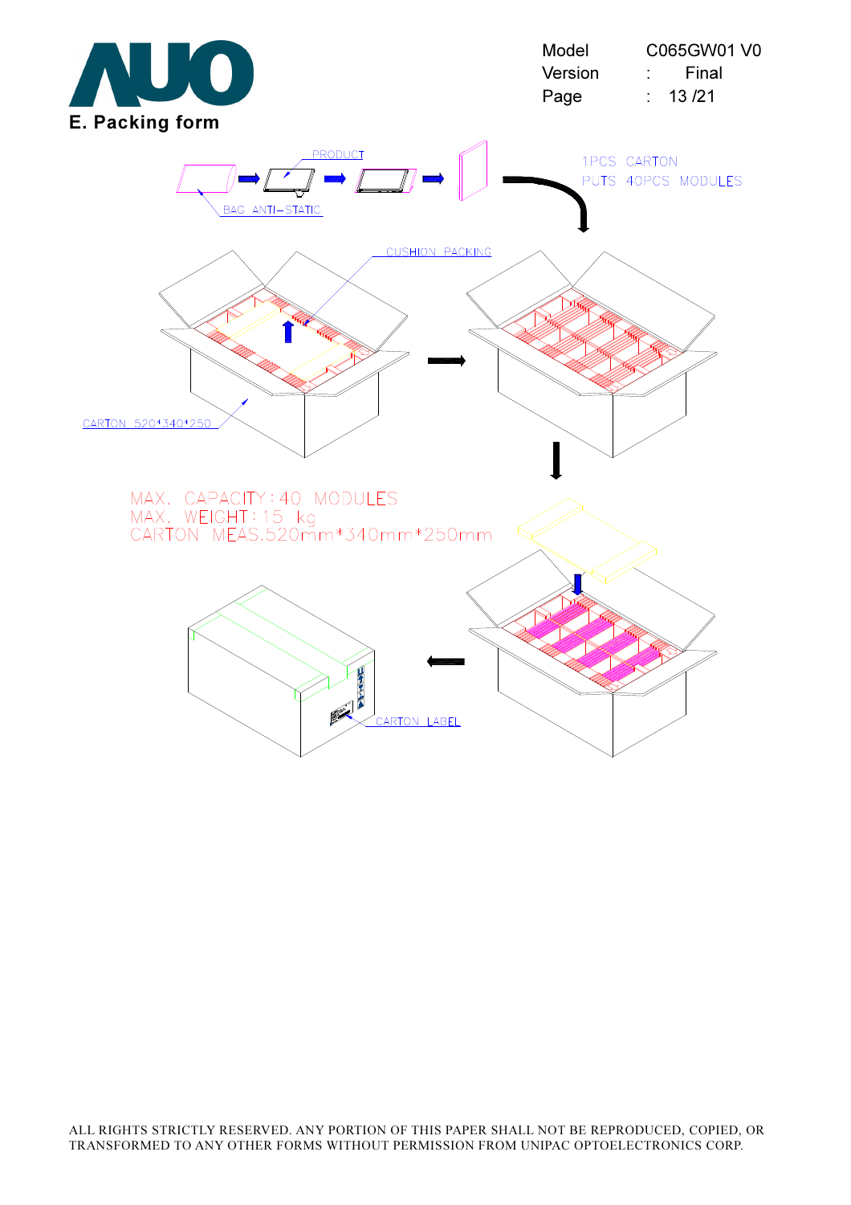## E. Packing form

PRODUCT

BAG ANTI–STATIC

1PCS CARTON
PUTS 40PCS MODULES

CUSHION PACKING

CARTON 520*340*250

MAX. CAPACITY : 40 MODULES
MAX. WEIGHT : 15 kg
CARTON MEAS.520mm*340mm*250mm

CARTON LABEL

ALL RIGHTS STRICTLY RESERVED. ANY PORTION OF THIS PAPER SHALL NOT BE REPRODUCED, COPIED, OR TRANSFORMED TO ANY OTHER FORMS WITHOUT PERMISSION FROM UNIPAC OPTOELECTRONICS CORP.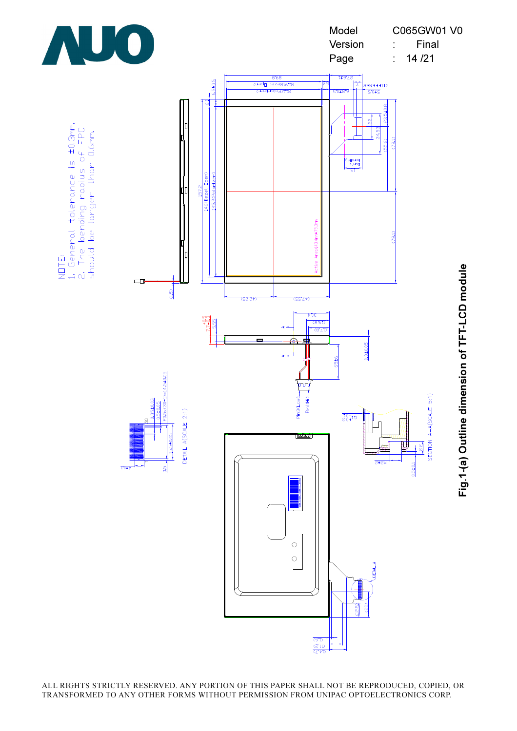NOTE:
1. General tolerance is ±0.3mm.
2. The bending radius of FPC should be larger than 0.6mm.

Fig.1-(a) Outline dimension of TFT-LCD module

ALL RIGHTS STRICTLY RESERVED. ANY PORTION OF THIS PAPER SHALL NOT BE REPRODUCED, COPIED, OR TRANSFORMED TO ANY OTHER FORMS WITHOUT PERMISSION FROM UNIPAC OPTOELECTRONICS CORP.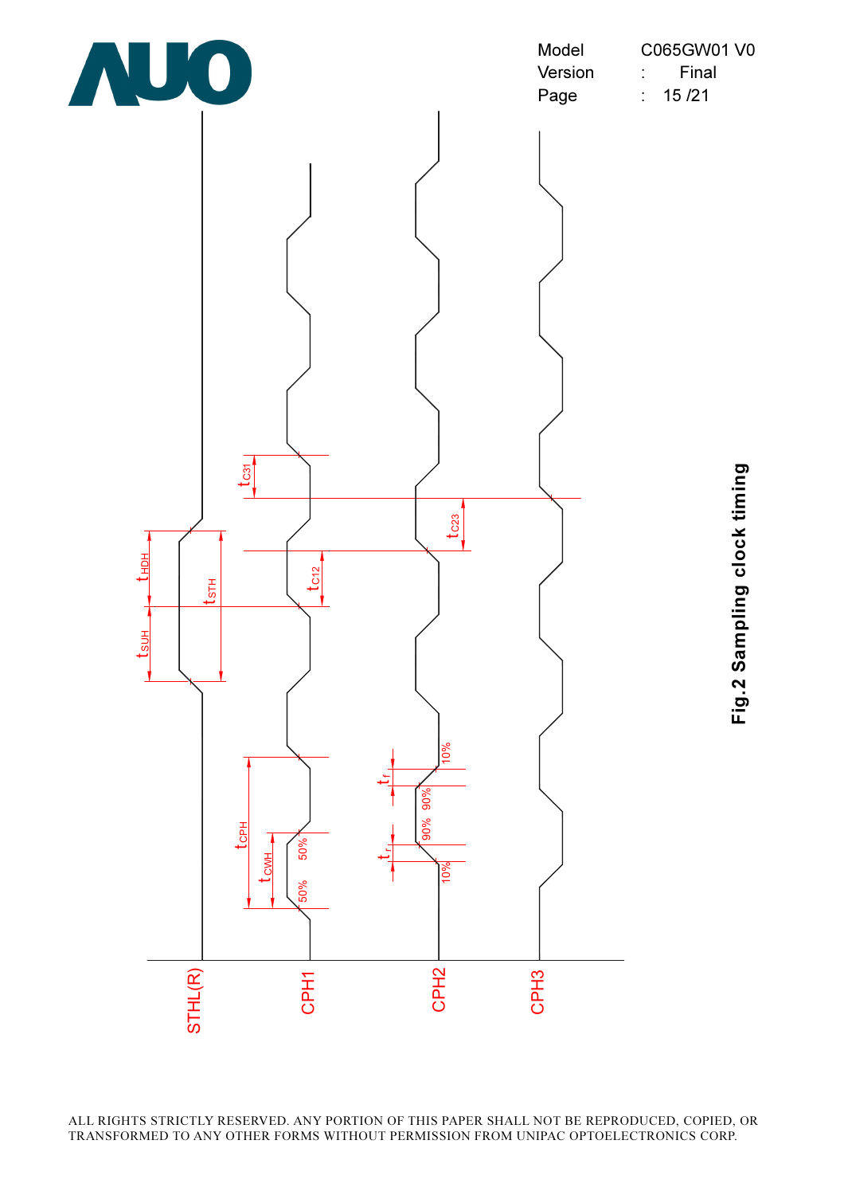Fig.2 Sampling clock timing

ALL RIGHTS STRICTLY RESERVED. ANY PORTION OF THIS PAPER SHALL NOT BE REPRODUCED, COPIED, OR TRANSFORMED TO ANY OTHER FORMS WITHOUT PERMISSION FROM UNIPAC OPTOELECTRONICS CORP.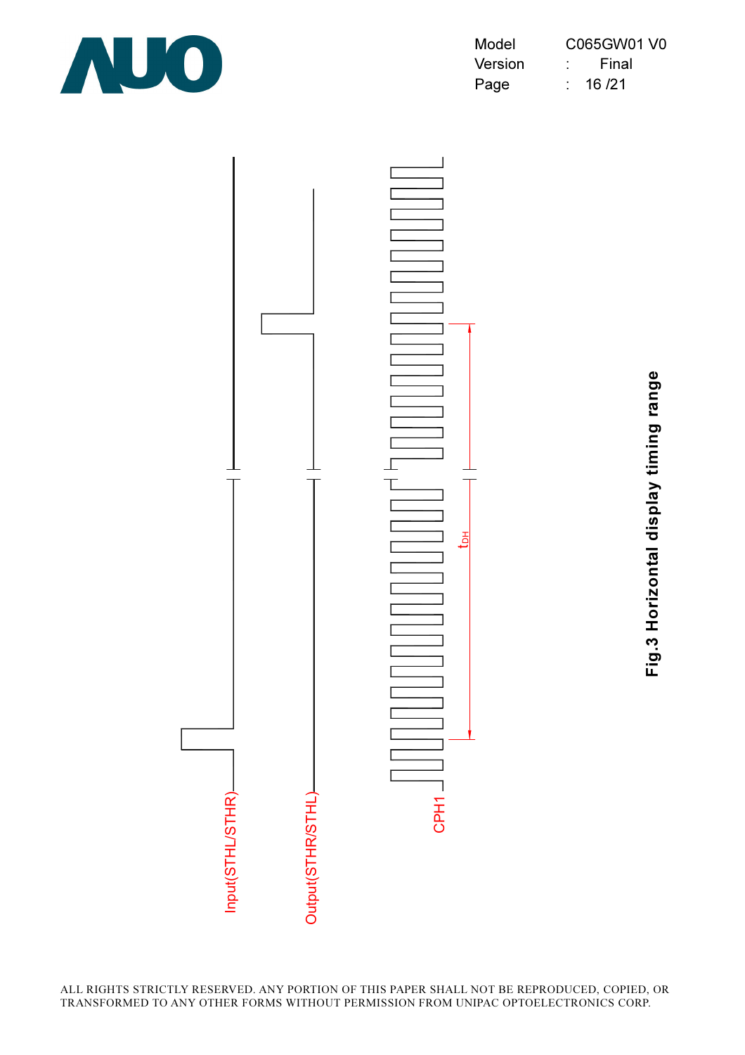Input(STHL/STHR)

Output(STHR/STHL)

CPH1

$t_{DH}$

**Fig.3 Horizontal display timing range**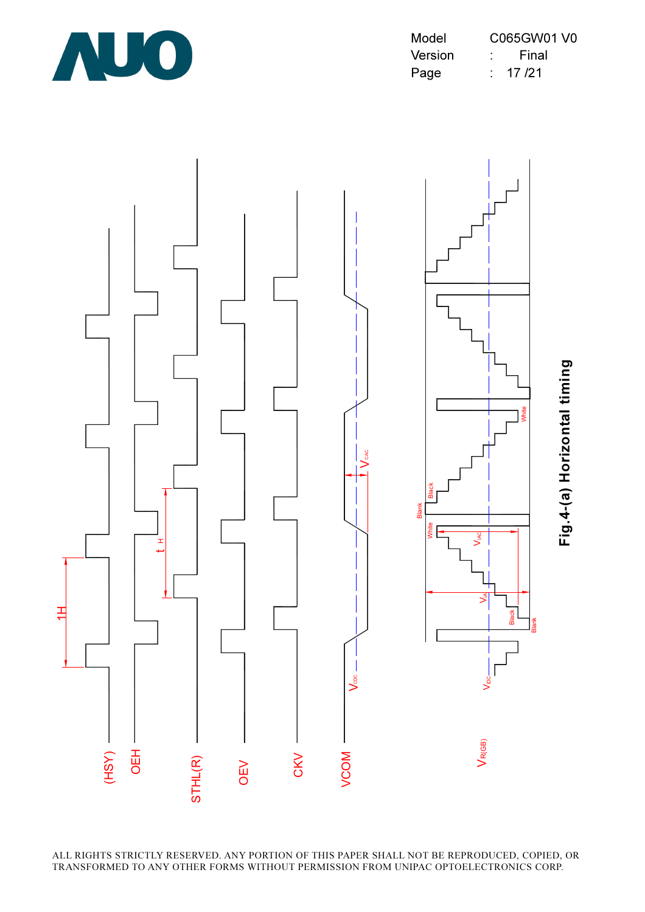Fig.4-(a) Horizontal timing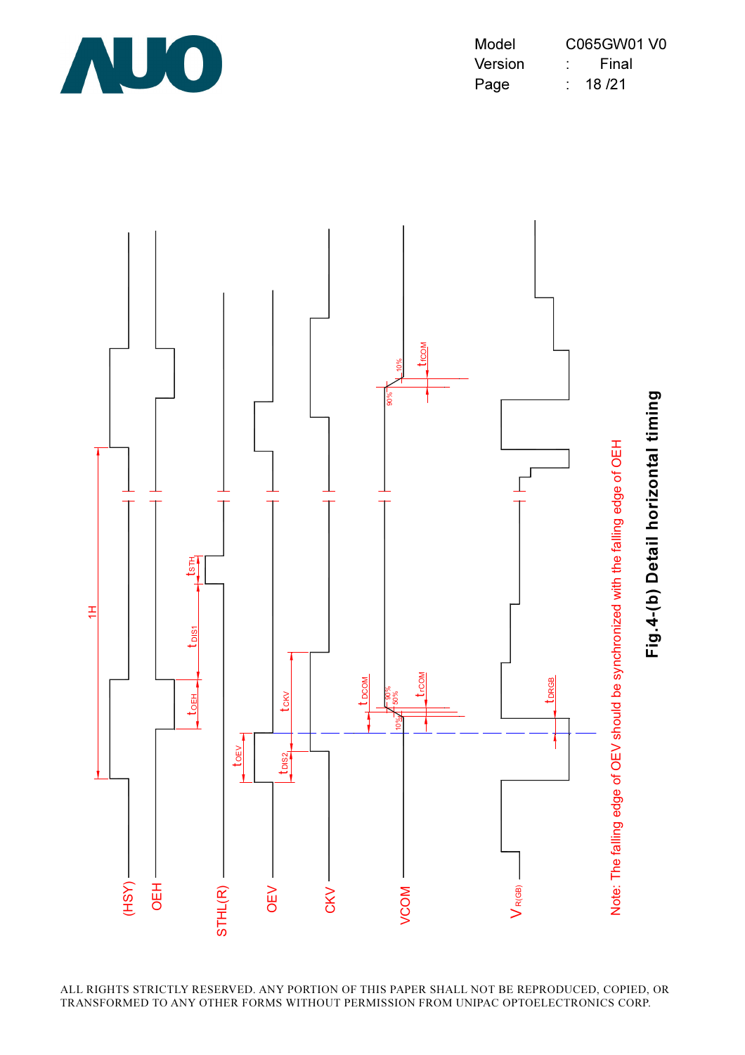Note: The falling edge of OEV should be synchronized with the falling edge of OEH

**Fig.4-(b) Detail horizontal timing**

ALL RIGHTS STRICTLY RESERVED. ANY PORTION OF THIS PAPER SHALL NOT BE REPRODUCED, COPIED, OR TRANSFORMED TO ANY OTHER FORMS WITHOUT PERMISSION FROM UNIPAC OPTOELECTRONICS CORP.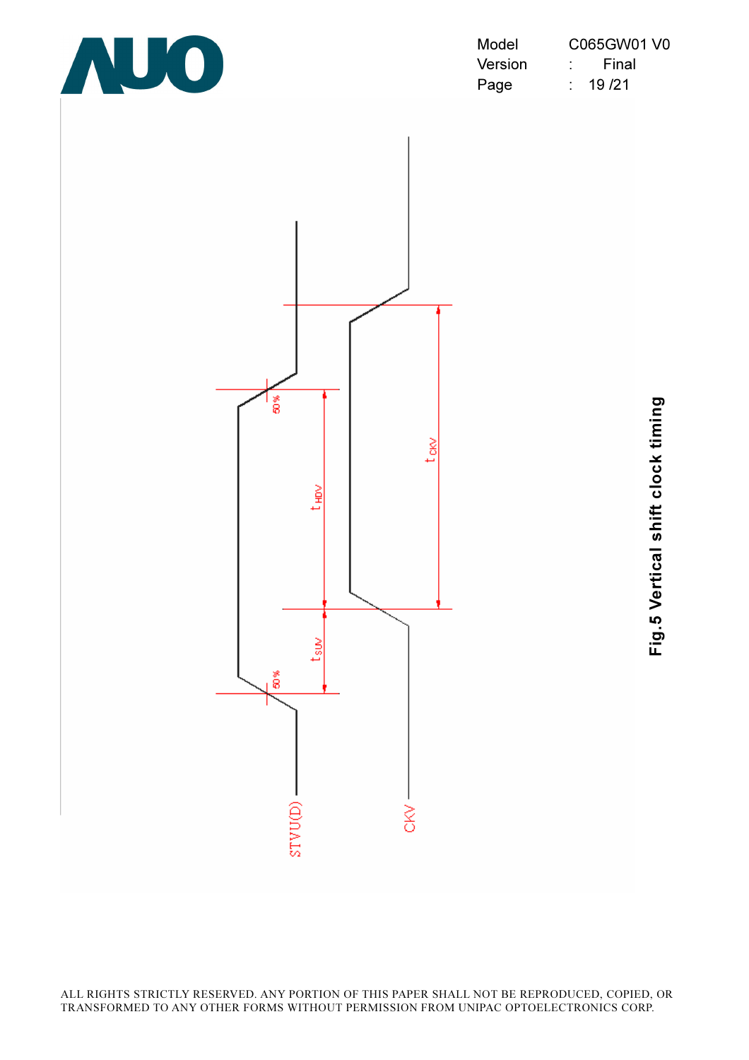STVU(D)

CKV

50%

50%

$t_{SUV}$

$t_{HDV}$

$t_{CKV}$

**Fig.5 Vertical shift clock timing**

ALL RIGHTS STRICTLY RESERVED. ANY PORTION OF THIS PAPER SHALL NOT BE REPRODUCED, COPIED, OR TRANSFORMED TO ANY OTHER FORMS WITHOUT PERMISSION FROM UNIPAC OPTOELECTRONICS CORP.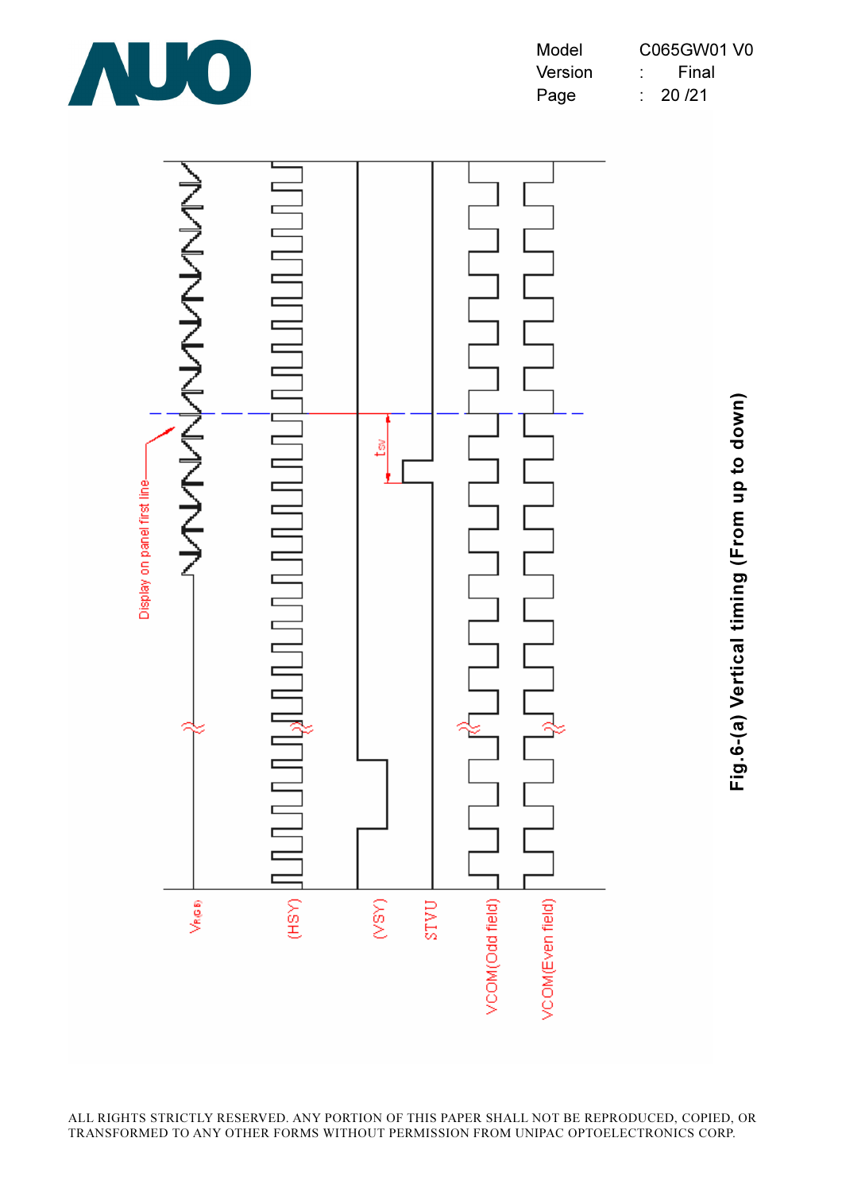V(RGB)

(HSY)

(VSY)

STVU

VCOM(Odd field)

VCOM(Even field)

Display on panel first line

$t_{SV}$

**Fig.6-(a) Vertical timing (From up to down)**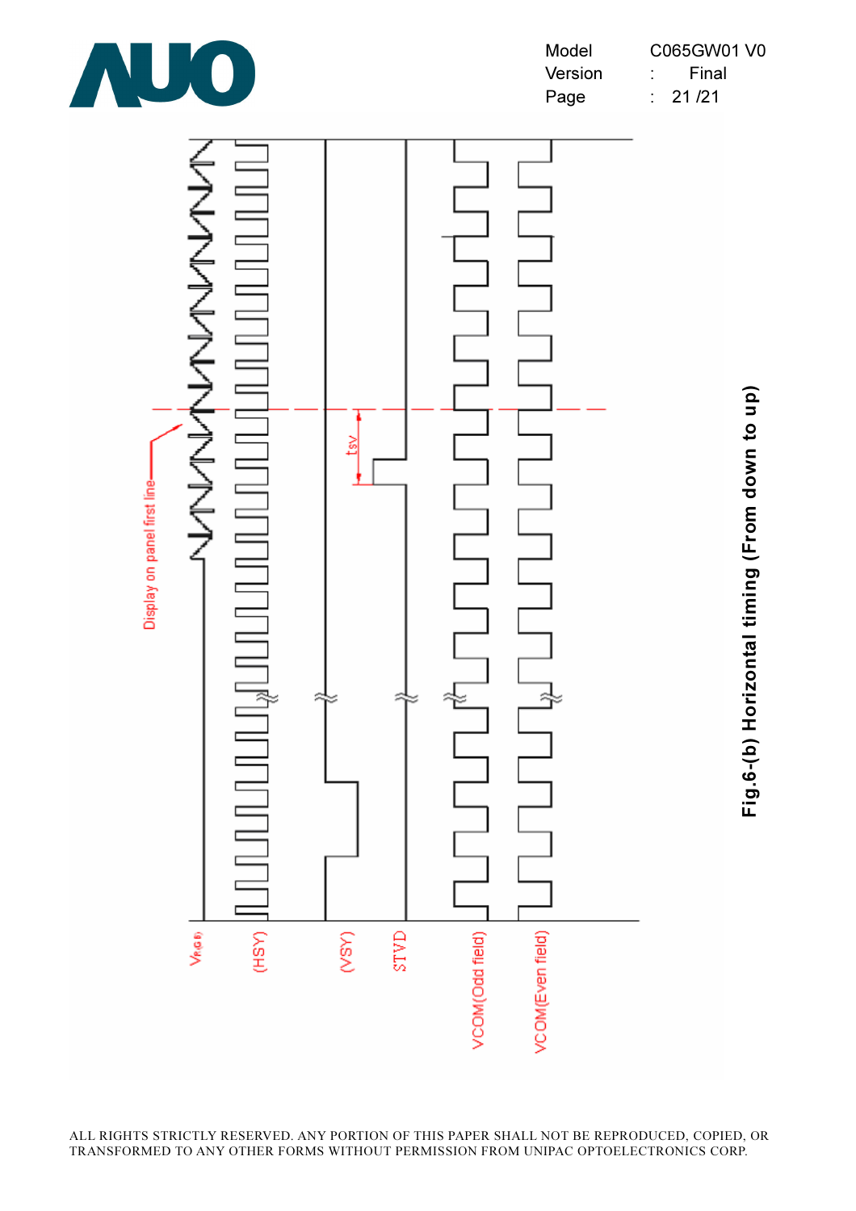Display on panel first line

tsv

$V_{R,G,B}$

(HSY)

(VSY)

STVD

VCOM(Odd field)

VCOM(Even field)

Fig.6-(b) Horizontal timing (From down to up)

ALL RIGHTS STRICTLY RESERVED. ANY PORTION OF THIS PAPER SHALL NOT BE REPRODUCED, COPIED, OR TRANSFORMED TO ANY OTHER FORMS WITHOUT PERMISSION FROM UNIPAC OPTOELECTRONICS CORP.